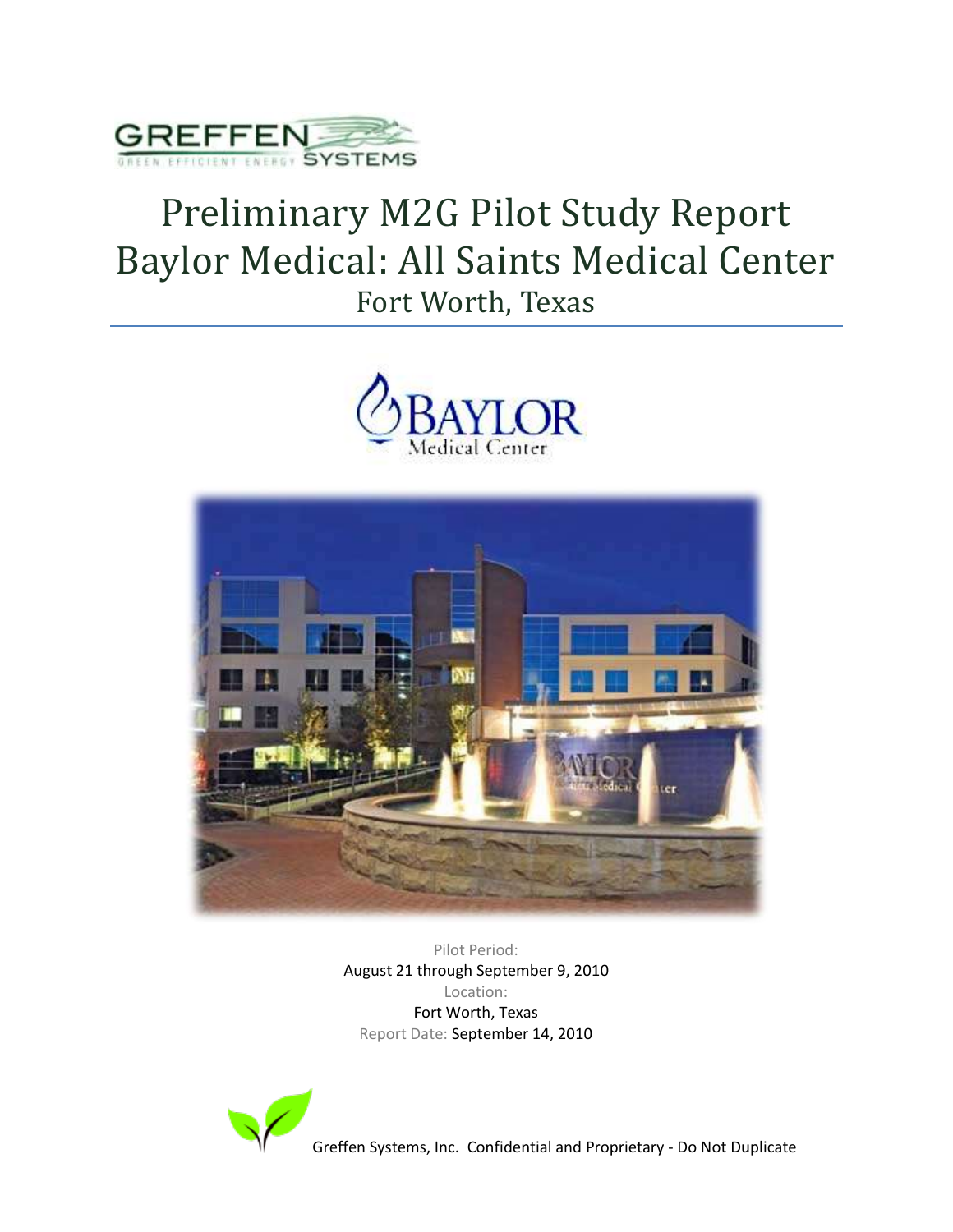GREFFEN
GREEN EFFICIENT ENERGY SYSTEMS

# Preliminary M2G Pilot Study Report
# Baylor Medical: All Saints Medical Center
## Fort Worth, Texas

BAYLOR
Medical Center

Pilot Period:
August 21 through September 9, 2010
Location:
Fort Worth, Texas
Report Date: September 14, 2010

Greffen Systems, Inc. Confidential and Proprietary - Do Not Duplicate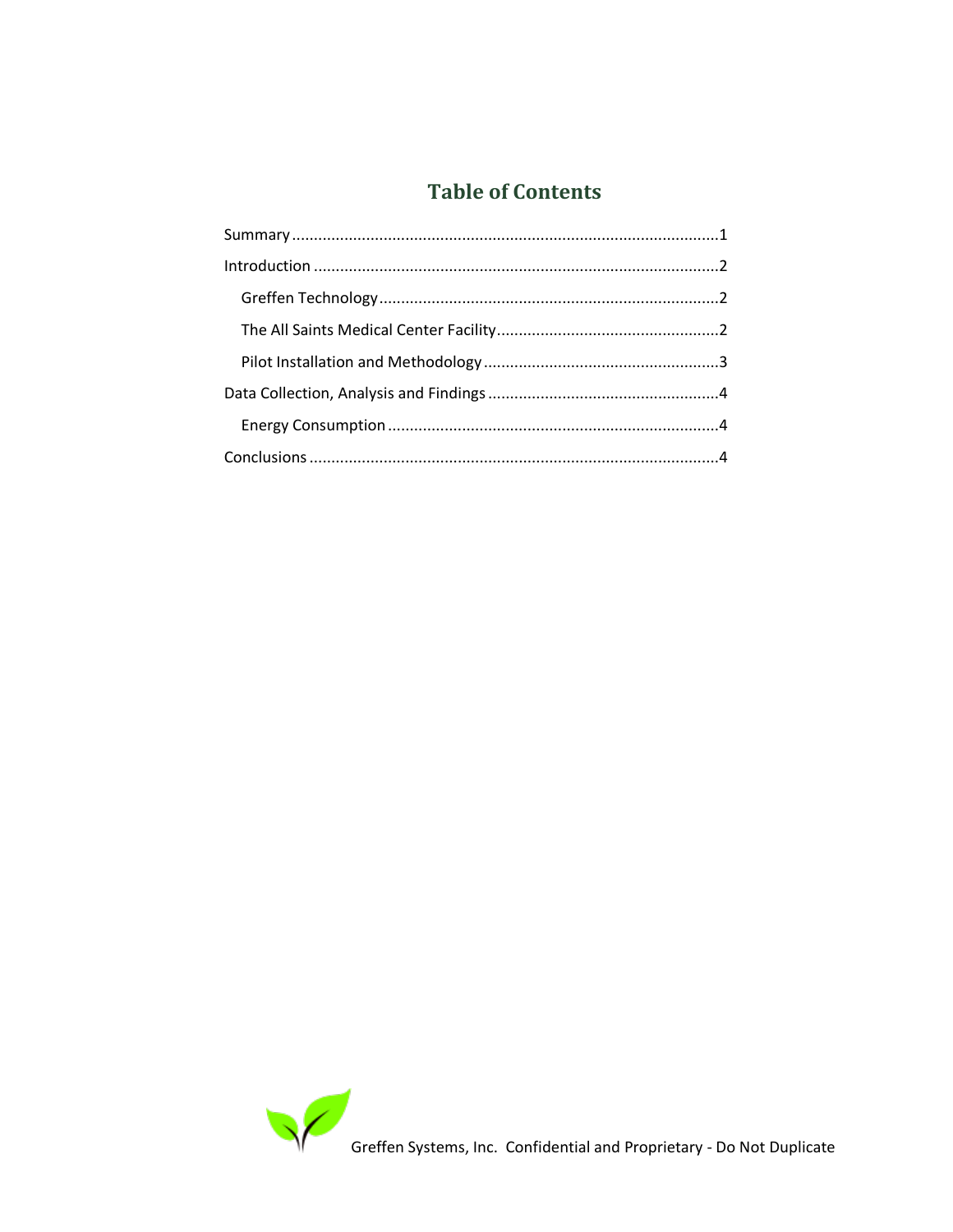# Table of Contents

Summary ........................................................................................1

Introduction ..................................................................................2

- Greffen Technology .....................................................................2
- The All Saints Medical Center Facility ..........................................2
- Pilot Installation and Methodology ..............................................3

Data Collection, Analysis and Findings ............................................4

- Energy Consumption ...................................................................4

Conclusions ...................................................................................4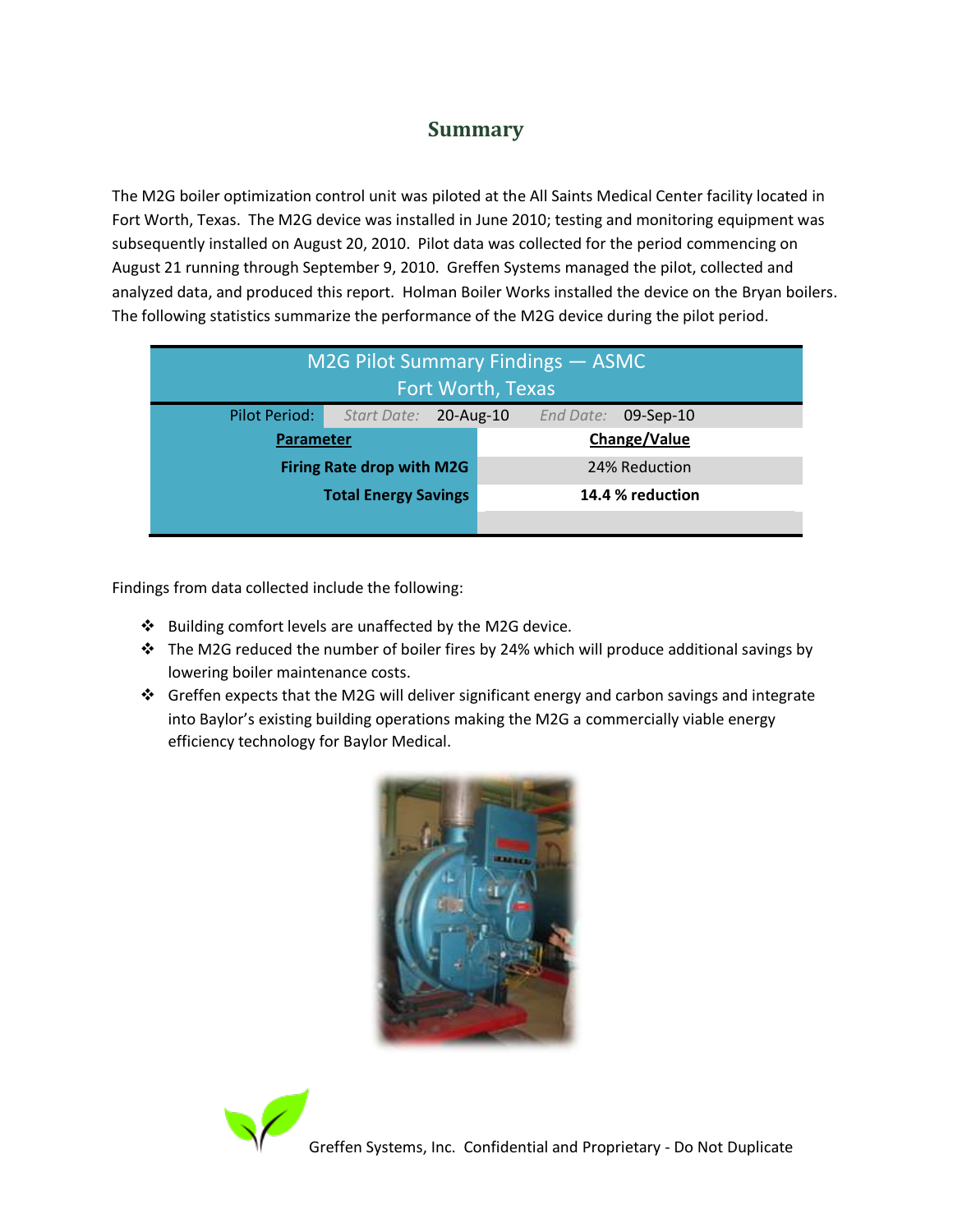# Summary

The M2G boiler optimization control unit was piloted at the All Saints Medical Center facility located in Fort Worth, Texas. The M2G device was installed in June 2010; testing and monitoring equipment was subsequently installed on August 20, 2010. Pilot data was collected for the period commencing on August 21 running through September 9, 2010. Greffen Systems managed the pilot, collected and analyzed data, and produced this report. Holman Boiler Works installed the device on the Bryan boilers. The following statistics summarize the performance of the M2G device during the pilot period.

| M2G Pilot Summary Findings — ASMC Fort Worth, Texas | |
|---|---|
| Pilot Period: | *Start Date:* 20-Aug-10 *End Date:* 09-Sep-10 |
| **Parameter** | **Change/Value** |
| **Firing Rate drop with M2G** | 24% Reduction |
| **Total Energy Savings** | **14.4 % reduction** |

Findings from data collected include the following:

- Building comfort levels are unaffected by the M2G device.
- The M2G reduced the number of boiler fires by 24% which will produce additional savings by lowering boiler maintenance costs.
- Greffen expects that the M2G will deliver significant energy and carbon savings and integrate into Baylor's existing building operations making the M2G a commercially viable energy efficiency technology for Baylor Medical.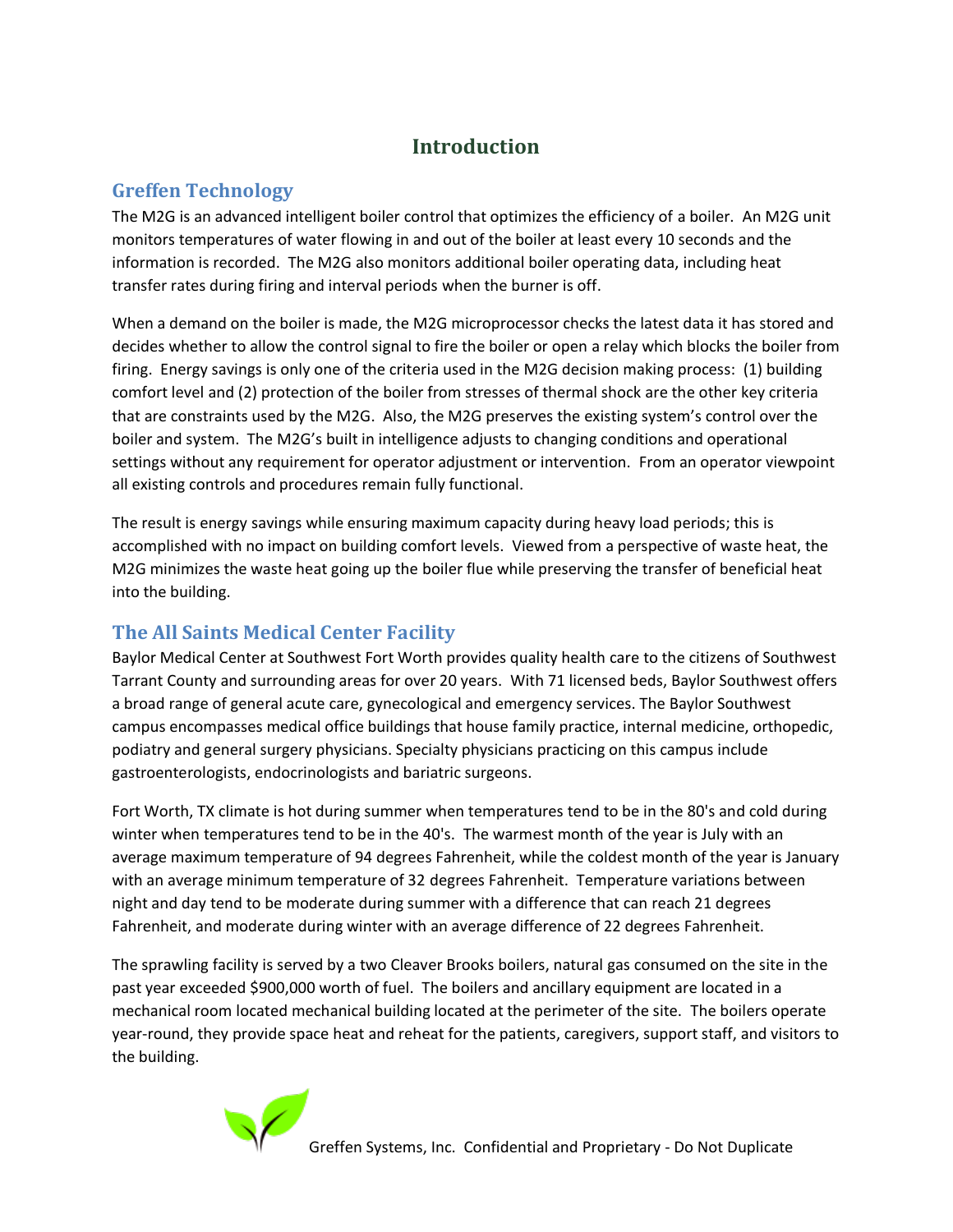# Introduction

## Greffen Technology

The M2G is an advanced intelligent boiler control that optimizes the efficiency of a boiler. An M2G unit monitors temperatures of water flowing in and out of the boiler at least every 10 seconds and the information is recorded. The M2G also monitors additional boiler operating data, including heat transfer rates during firing and interval periods when the burner is off.

When a demand on the boiler is made, the M2G microprocessor checks the latest data it has stored and decides whether to allow the control signal to fire the boiler or open a relay which blocks the boiler from firing. Energy savings is only one of the criteria used in the M2G decision making process: (1) building comfort level and (2) protection of the boiler from stresses of thermal shock are the other key criteria that are constraints used by the M2G. Also, the M2G preserves the existing system's control over the boiler and system. The M2G's built in intelligence adjusts to changing conditions and operational settings without any requirement for operator adjustment or intervention. From an operator viewpoint all existing controls and procedures remain fully functional.

The result is energy savings while ensuring maximum capacity during heavy load periods; this is accomplished with no impact on building comfort levels. Viewed from a perspective of waste heat, the M2G minimizes the waste heat going up the boiler flue while preserving the transfer of beneficial heat into the building.

## The All Saints Medical Center Facility

Baylor Medical Center at Southwest Fort Worth provides quality health care to the citizens of Southwest Tarrant County and surrounding areas for over 20 years. With 71 licensed beds, Baylor Southwest offers a broad range of general acute care, gynecological and emergency services. The Baylor Southwest campus encompasses medical office buildings that house family practice, internal medicine, orthopedic, podiatry and general surgery physicians. Specialty physicians practicing on this campus include gastroenterologists, endocrinologists and bariatric surgeons.

Fort Worth, TX climate is hot during summer when temperatures tend to be in the 80's and cold during winter when temperatures tend to be in the 40's. The warmest month of the year is July with an average maximum temperature of 94 degrees Fahrenheit, while the coldest month of the year is January with an average minimum temperature of 32 degrees Fahrenheit. Temperature variations between night and day tend to be moderate during summer with a difference that can reach 21 degrees Fahrenheit, and moderate during winter with an average difference of 22 degrees Fahrenheit.

The sprawling facility is served by a two Cleaver Brooks boilers, natural gas consumed on the site in the past year exceeded $900,000 worth of fuel. The boilers and ancillary equipment are located in a mechanical room located mechanical building located at the perimeter of the site. The boilers operate year-round, they provide space heat and reheat for the patients, caregivers, support staff, and visitors to the building.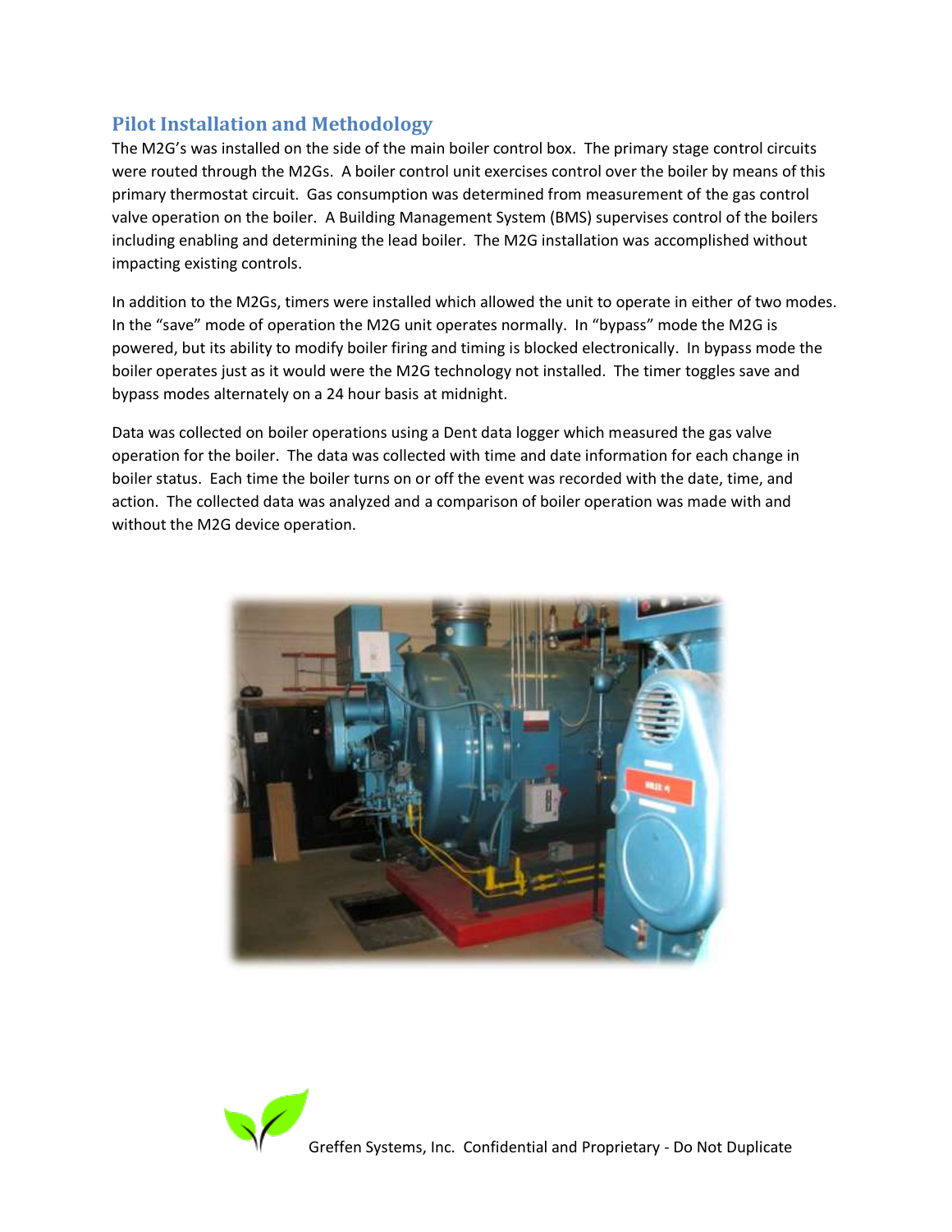## Pilot Installation and Methodology

The M2G's was installed on the side of the main boiler control box. The primary stage control circuits were routed through the M2Gs. A boiler control unit exercises control over the boiler by means of this primary thermostat circuit. Gas consumption was determined from measurement of the gas control valve operation on the boiler. A Building Management System (BMS) supervises control of the boilers including enabling and determining the lead boiler. The M2G installation was accomplished without impacting existing controls.

In addition to the M2Gs, timers were installed which allowed the unit to operate in either of two modes. In the "save" mode of operation the M2G unit operates normally. In "bypass" mode the M2G is powered, but its ability to modify boiler firing and timing is blocked electronically. In bypass mode the boiler operates just as it would were the M2G technology not installed. The timer toggles save and bypass modes alternately on a 24 hour basis at midnight.

Data was collected on boiler operations using a Dent data logger which measured the gas valve operation for the boiler. The data was collected with time and date information for each change in boiler status. Each time the boiler turns on or off the event was recorded with the date, time, and action. The collected data was analyzed and a comparison of boiler operation was made with and without the M2G device operation.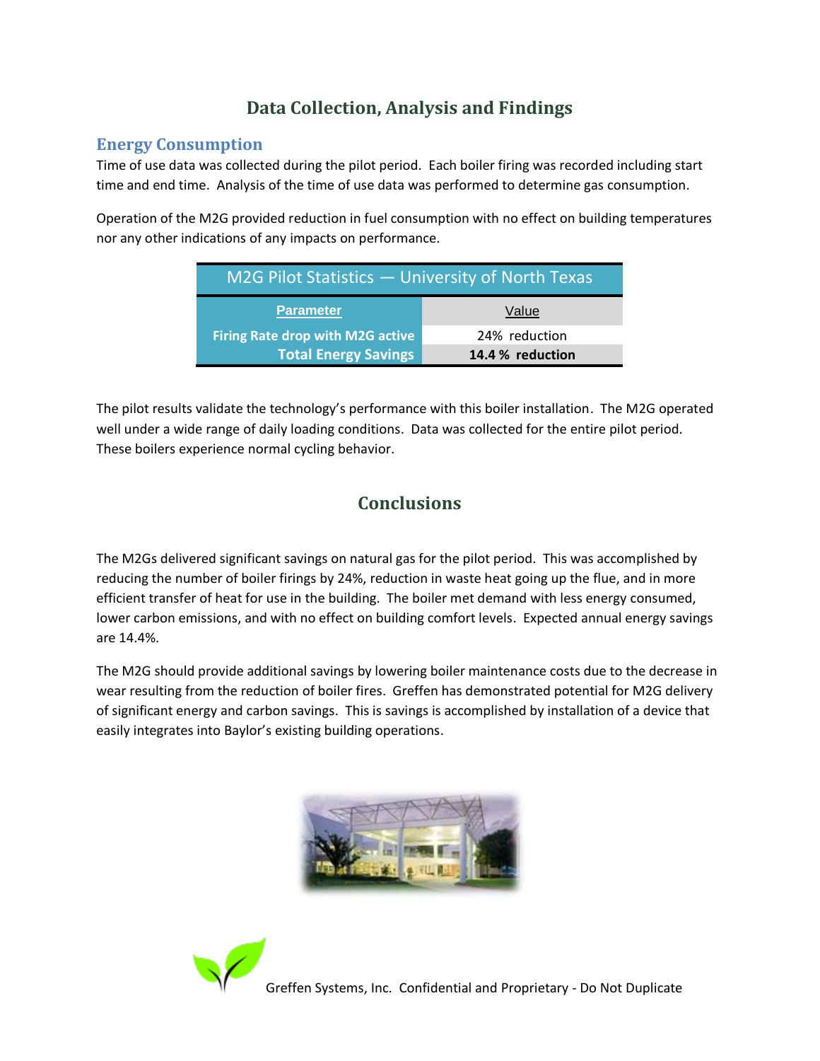## Data Collection, Analysis and Findings

### Energy Consumption

Time of use data was collected during the pilot period. Each boiler firing was recorded including start time and end time. Analysis of the time of use data was performed to determine gas consumption.

Operation of the M2G provided reduction in fuel consumption with no effect on building temperatures nor any other indications of any impacts on performance.

| M2G Pilot Statistics — University of North Texas | |
|---|---|
| **Parameter** | Value |
| **Firing Rate drop with M2G active** | 24% reduction |
| **Total Energy Savings** | **14.4 % reduction** |

The pilot results validate the technology's performance with this boiler installation. The M2G operated well under a wide range of daily loading conditions. Data was collected for the entire pilot period. These boilers experience normal cycling behavior.

## Conclusions

The M2Gs delivered significant savings on natural gas for the pilot period. This was accomplished by reducing the number of boiler firings by 24%, reduction in waste heat going up the flue, and in more efficient transfer of heat for use in the building. The boiler met demand with less energy consumed, lower carbon emissions, and with no effect on building comfort levels. Expected annual energy savings are 14.4%.

The M2G should provide additional savings by lowering boiler maintenance costs due to the decrease in wear resulting from the reduction of boiler fires. Greffen has demonstrated potential for M2G delivery of significant energy and carbon savings. This is savings is accomplished by installation of a device that easily integrates into Baylor's existing building operations.